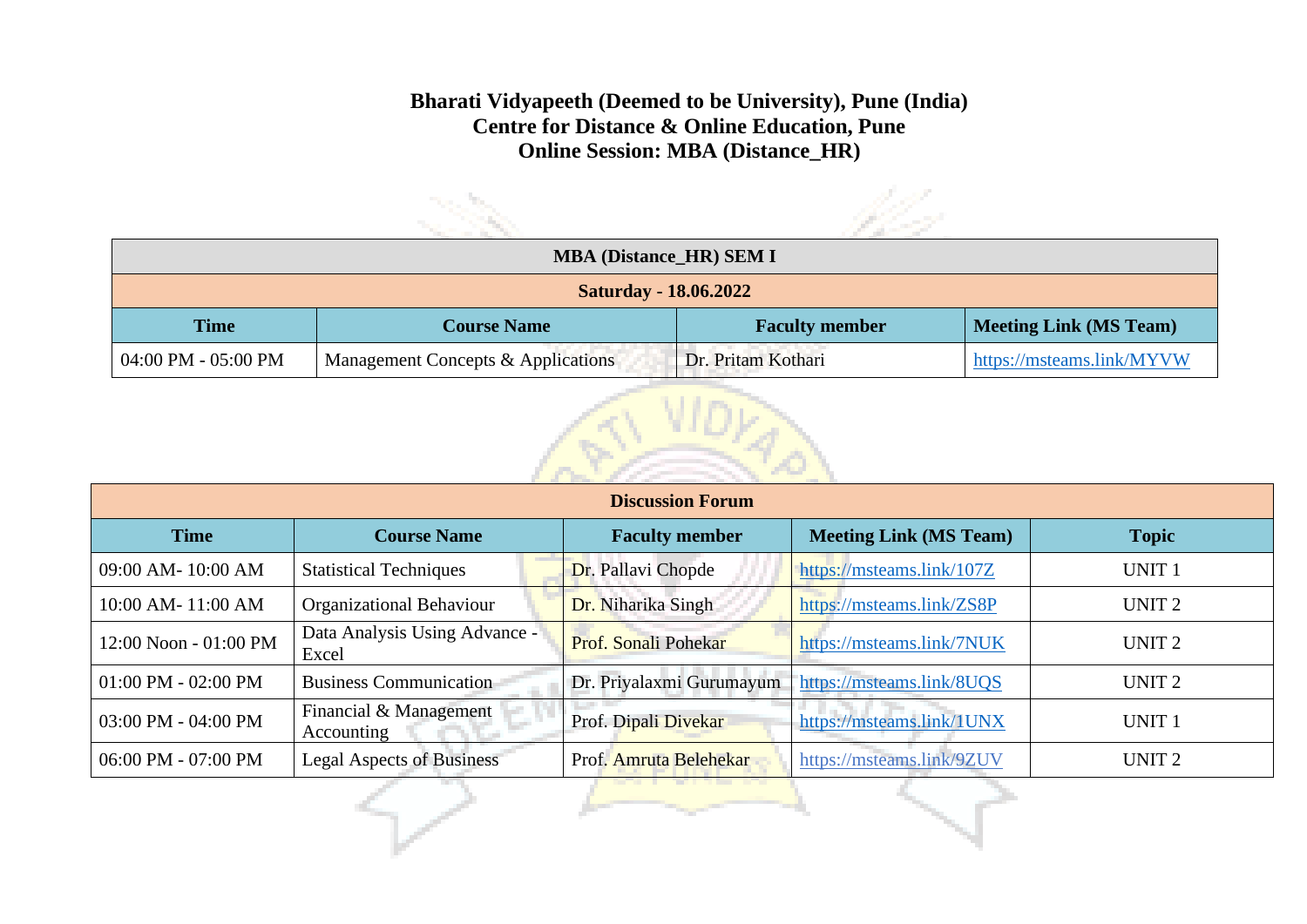**Bharati Vidyapeeth (Deemed to be University), Pune (India)**
**Centre for Distance & Online Education, Pune**
**Online Session: MBA (Distance_HR)**

| MBA (Distance_HR) SEM I | | | |
|---|---|---|---|
| **Saturday - 18.06.2022** | | | |
| **Time** | **Course Name** | **Faculty member** | **Meeting Link (MS Team)** |
| 04:00 PM - 05:00 PM | Management Concepts & Applications | Dr. Pritam Kothari | https://msteams.link/MYVW |

| Discussion Forum | | | | |
|---|---|---|---|---|
| **Time** | **Course Name** | **Faculty member** | **Meeting Link (MS Team)** | **Topic** |
| 09:00 AM- 10:00 AM | Statistical Techniques | Dr. Pallavi Chopde | https://msteams.link/107Z | UNIT 1 |
| 10:00 AM- 11:00 AM | Organizational Behaviour | Dr. Niharika Singh | https://msteams.link/ZS8P | UNIT 2 |
| 12:00 Noon - 01:00 PM | Data Analysis Using Advance - Excel | Prof. Sonali Pohekar | https://msteams.link/7NUK | UNIT 2 |
| 01:00 PM - 02:00 PM | Business Communication | Dr. Priyalaxmi Gurumayum | https://msteams.link/8UQS | UNIT 2 |
| 03:00 PM - 04:00 PM | Financial & Management Accounting | Prof. Dipali Divekar | https://msteams.link/1UNX | UNIT 1 |
| 06:00 PM - 07:00 PM | Legal Aspects of Business | Prof. Amruta Belehekar | https://msteams.link/9ZUV | UNIT 2 |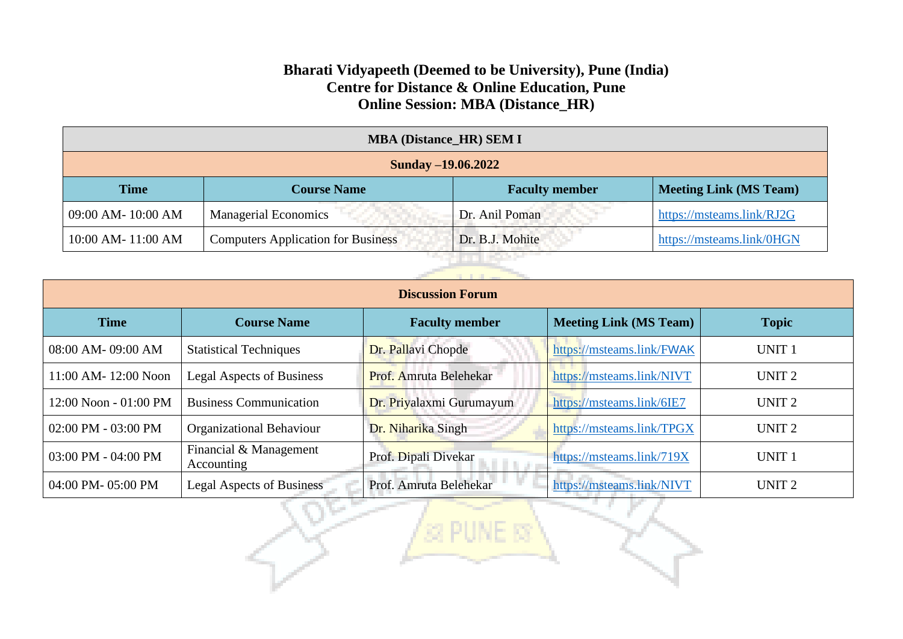**Bharati Vidyapeeth (Deemed to be University), Pune (India)**
**Centre for Distance & Online Education, Pune**
**Online Session: MBA (Distance_HR)**

| MBA (Distance_HR) SEM I | | | |
|---|---|---|---|
| **Sunday –19.06.2022** | | | |
| **Time** | **Course Name** | **Faculty member** | **Meeting Link (MS Team)** |
| 09:00 AM- 10:00 AM | Managerial Economics | Dr. Anil Poman | https://msteams.link/RJ2G |
| 10:00 AM- 11:00 AM | Computers Application for Business | Dr. B.J. Mohite | https://msteams.link/0HGN |

| Discussion Forum | | | | |
|---|---|---|---|---|
| **Time** | **Course Name** | **Faculty member** | **Meeting Link (MS Team)** | **Topic** |
| 08:00 AM- 09:00 AM | Statistical Techniques | Dr. Pallavi Chopde | https://msteams.link/FWAK | UNIT 1 |
| 11:00 AM- 12:00 Noon | Legal Aspects of Business | Prof. Amruta Belehekar | https://msteams.link/NIVT | UNIT 2 |
| 12:00 Noon - 01:00 PM | Business Communication | Dr. Priyalaxmi Gurumayum | https://msteams.link/6IE7 | UNIT 2 |
| 02:00 PM - 03:00 PM | Organizational Behaviour | Dr. Niharika Singh | https://msteams.link/TPGX | UNIT 2 |
| 03:00 PM - 04:00 PM | Financial & Management Accounting | Prof. Dipali Divekar | https://msteams.link/719X | UNIT 1 |
| 04:00 PM- 05:00 PM | Legal Aspects of Business | Prof. Amruta Belehekar | https://msteams.link/NIVT | UNIT 2 |